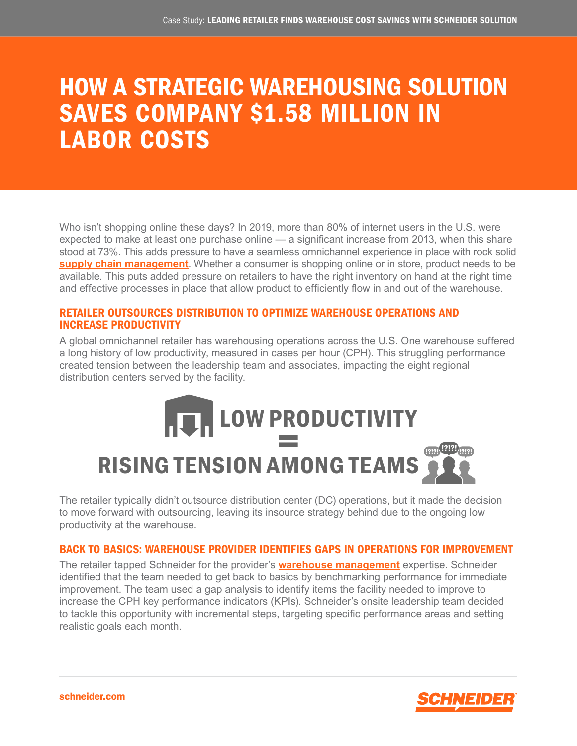# HOW A STRATEGIC WAREHOUSING SOLUTION SAVES COMPANY $1.58 MILLION IN LABOR COSTS

Who isn't shopping online these days? In 2019, more than 80% of internet users in the U.S. were expected to make at least one purchase online — a significant increase from 2013, when this share stood at 73%. This adds pressure to have a seamless omnichannel experience in place with rock solid **supply chain management**. Whether a consumer is shopping online or in store, product needs to be available. This puts added pressure on retailers to have the right inventory on hand at the right time and effective processes in place that allow product to efficiently flow in and out of the warehouse.

## RETAILER OUTSOURCES DISTRIBUTION TO OPTIMIZE WAREHOUSE OPERATIONS AND INCREASE PRODUCTIVITY

A global omnichannel retailer has warehousing operations across the U.S. One warehouse suffered a long history of low productivity, measured in cases per hour (CPH). This struggling performance created tension between the leadership team and associates, impacting the eight regional distribution centers served by the facility.

**LOW PRODUCTIVITY = RISING TENSION AMONG TEAMS**

The retailer typically didn't outsource distribution center (DC) operations, but it made the decision to move forward with outsourcing, leaving its insource strategy behind due to the ongoing low productivity at the warehouse.

## BACK TO BASICS: WAREHOUSE PROVIDER IDENTIFIES GAPS IN OPERATIONS FOR IMPROVEMENT

The retailer tapped Schneider for the provider's **warehouse management** expertise. Schneider identified that the team needed to get back to basics by benchmarking performance for immediate improvement. The team used a gap analysis to identify items the facility needed to improve to increase the CPH key performance indicators (KPIs). Schneider's onsite leadership team decided to tackle this opportunity with incremental steps, targeting specific performance areas and setting realistic goals each month.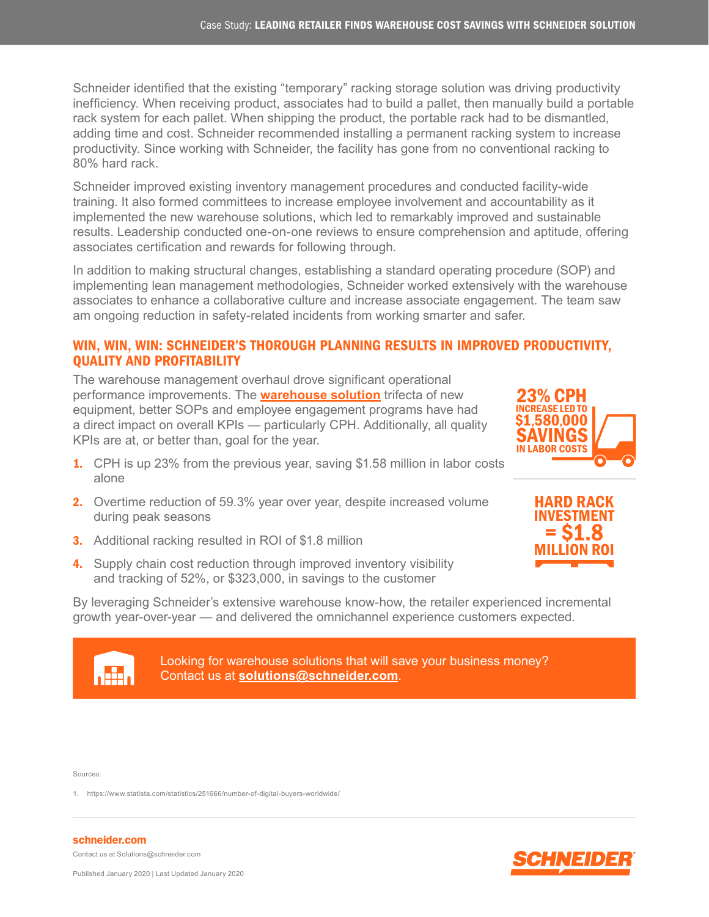Schneider identified that the existing “temporary” racking storage solution was driving productivity inefficiency. When receiving product, associates had to build a pallet, then manually build a portable rack system for each pallet. When shipping the product, the portable rack had to be dismantled, adding time and cost. Schneider recommended installing a permanent racking system to increase productivity. Since working with Schneider, the facility has gone from no conventional racking to 80% hard rack.

Schneider improved existing inventory management procedures and conducted facility-wide training. It also formed committees to increase employee involvement and accountability as it implemented the new warehouse solutions, which led to remarkably improved and sustainable results. Leadership conducted one-on-one reviews to ensure comprehension and aptitude, offering associates certification and rewards for following through.

In addition to making structural changes, establishing a standard operating procedure (SOP) and implementing lean management methodologies, Schneider worked extensively with the warehouse associates to enhance a collaborative culture and increase associate engagement. The team saw am ongoing reduction in safety-related incidents from working smarter and safer.

## WIN, WIN, WIN: SCHNEIDER’S THOROUGH PLANNING RESULTS IN IMPROVED PRODUCTIVITY, QUALITY AND PROFITABILITY

The warehouse management overhaul drove significant operational performance improvements. The **warehouse solution** trifecta of new equipment, better SOPs and employee engagement programs have had a direct impact on overall KPIs — particularly CPH. Additionally, all quality KPIs are at, or better than, goal for the year.

**23% CPH INCREASE LED TO $1,580,000 SAVINGS IN LABOR COSTS**

**HARD RACK INVESTMENT = $1.8 MILLION ROI**

1. CPH is up 23% from the previous year, saving $1.58 million in labor costs alone
2. Overtime reduction of 59.3% year over year, despite increased volume during peak seasons
3. Additional racking resulted in ROI of $1.8 million
4. Supply chain cost reduction through improved inventory visibility and tracking of 52%, or $323,000, in savings to the customer

By leveraging Schneider’s extensive warehouse know-how, the retailer experienced incremental growth year-over-year — and delivered the omnichannel experience customers expected.

Looking for warehouse solutions that will save your business money? Contact us at **solutions@schneider.com**.

Sources:

1. https://www.statista.com/statistics/251666/number-of-digital-buyers-worldwide/

**schneider.com**

Contact us at Solutions@schneider.com

Published January 2020 | Last Updated January 2020